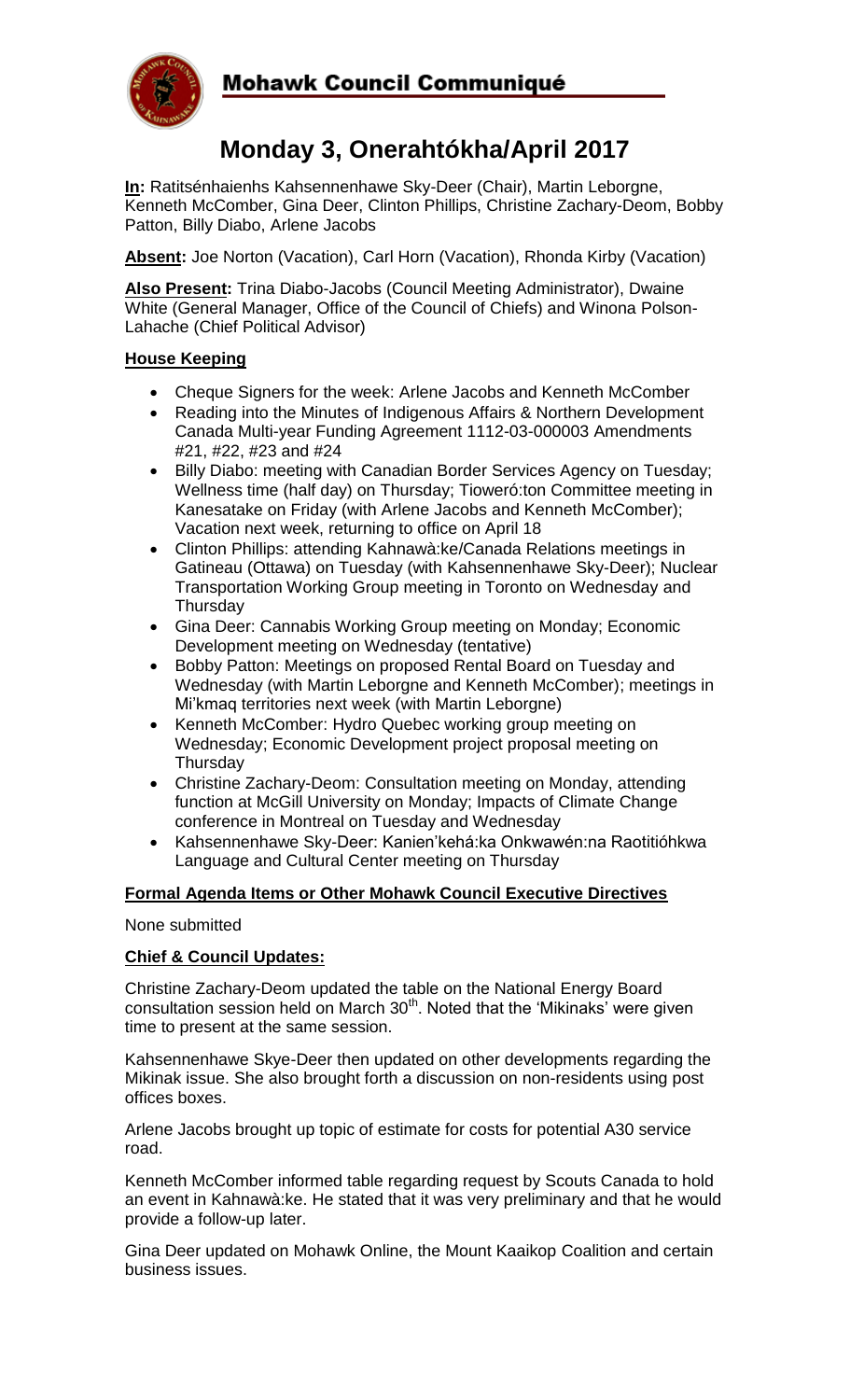# Mohawk Council Communiqué

## Monday 3, Onerahtókha/April 2017

**In:** Ratitsénhaienhs Kahsennenhawe Sky-Deer (Chair), Martin Leborgne, Kenneth McComber, Gina Deer, Clinton Phillips, Christine Zachary-Deom, Bobby Patton, Billy Diabo, Arlene Jacobs

**Absent:** Joe Norton (Vacation), Carl Horn (Vacation), Rhonda Kirby (Vacation)

**Also Present:** Trina Diabo-Jacobs (Council Meeting Administrator), Dwaine White (General Manager, Office of the Council of Chiefs) and Winona Polson-Lahache (Chief Political Advisor)

### House Keeping

- Cheque Signers for the week: Arlene Jacobs and Kenneth McComber
- Reading into the Minutes of Indigenous Affairs & Northern Development Canada Multi-year Funding Agreement 1112-03-000003 Amendments #21, #22, #23 and #24
- Billy Diabo: meeting with Canadian Border Services Agency on Tuesday; Wellness time (half day) on Thursday; Tioweró:ton Committee meeting in Kanesatake on Friday (with Arlene Jacobs and Kenneth McComber); Vacation next week, returning to office on April 18
- Clinton Phillips: attending Kahnawà:ke/Canada Relations meetings in Gatineau (Ottawa) on Tuesday (with Kahsennenhawe Sky-Deer); Nuclear Transportation Working Group meeting in Toronto on Wednesday and Thursday
- Gina Deer: Cannabis Working Group meeting on Monday; Economic Development meeting on Wednesday (tentative)
- Bobby Patton: Meetings on proposed Rental Board on Tuesday and Wednesday (with Martin Leborgne and Kenneth McComber); meetings in Mi'kmaq territories next week (with Martin Leborgne)
- Kenneth McComber: Hydro Quebec working group meeting on Wednesday; Economic Development project proposal meeting on Thursday
- Christine Zachary-Deom: Consultation meeting on Monday, attending function at McGill University on Monday; Impacts of Climate Change conference in Montreal on Tuesday and Wednesday
- Kahsennenhawe Sky-Deer: Kanien'kehá:ka Onkwawén:na Raotitióhkwa Language and Cultural Center meeting on Thursday

### Formal Agenda Items or Other Mohawk Council Executive Directives

None submitted

### Chief & Council Updates:

Christine Zachary-Deom updated the table on the National Energy Board consultation session held on March 30th. Noted that the 'Mikinaks' were given time to present at the same session.

Kahsennenhawe Skye-Deer then updated on other developments regarding the Mikinak issue. She also brought forth a discussion on non-residents using post offices boxes.

Arlene Jacobs brought up topic of estimate for costs for potential A30 service road.

Kenneth McComber informed table regarding request by Scouts Canada to hold an event in Kahnawà:ke. He stated that it was very preliminary and that he would provide a follow-up later.

Gina Deer updated on Mohawk Online, the Mount Kaaikop Coalition and certain business issues.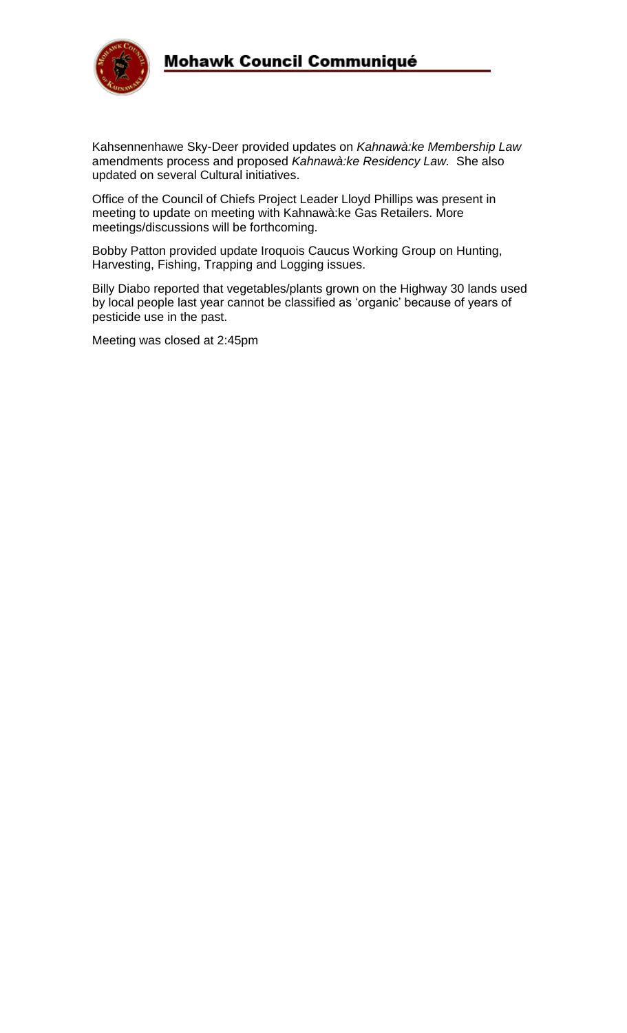Kahsennenhawe Sky-Deer provided updates on *Kahnawà:ke Membership Law* amendments process and proposed *Kahnawà:ke Residency Law*. She also updated on several Cultural initiatives.

Office of the Council of Chiefs Project Leader Lloyd Phillips was present in meeting to update on meeting with Kahnawà:ke Gas Retailers. More meetings/discussions will be forthcoming.

Bobby Patton provided update Iroquois Caucus Working Group on Hunting, Harvesting, Fishing, Trapping and Logging issues.

Billy Diabo reported that vegetables/plants grown on the Highway 30 lands used by local people last year cannot be classified as 'organic' because of years of pesticide use in the past.

Meeting was closed at 2:45pm